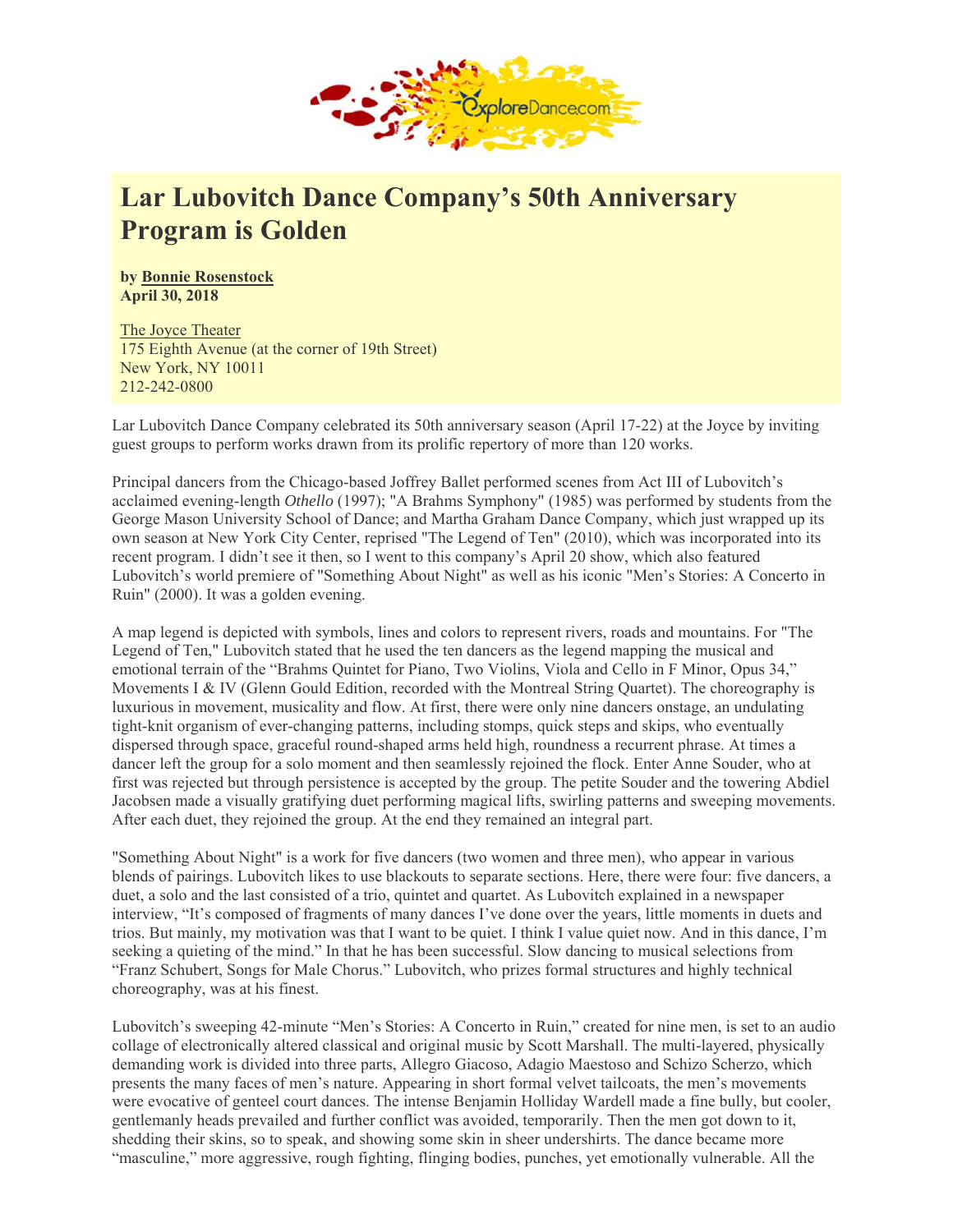# Lar Lubovitch Dance Company's 50th Anniversary Program is Golden

**by Bonnie Rosenstock**
**April 30, 2018**

The Joyce Theater
175 Eighth Avenue (at the corner of 19th Street)
New York, NY 10011
212-242-0800

Lar Lubovitch Dance Company celebrated its 50th anniversary season (April 17-22) at the Joyce by inviting guest groups to perform works drawn from its prolific repertory of more than 120 works.

Principal dancers from the Chicago-based Joffrey Ballet performed scenes from Act III of Lubovitch's acclaimed evening-length *Othello* (1997); "A Brahms Symphony" (1985) was performed by students from the George Mason University School of Dance; and Martha Graham Dance Company, which just wrapped up its own season at New York City Center, reprised "The Legend of Ten" (2010), which was incorporated into its recent program. I didn't see it then, so I went to this company's April 20 show, which also featured Lubovitch's world premiere of "Something About Night" as well as his iconic "Men's Stories: A Concerto in Ruin" (2000). It was a golden evening.

A map legend is depicted with symbols, lines and colors to represent rivers, roads and mountains. For "The Legend of Ten," Lubovitch stated that he used the ten dancers as the legend mapping the musical and emotional terrain of the "Brahms Quintet for Piano, Two Violins, Viola and Cello in F Minor, Opus 34," Movements I & IV (Glenn Gould Edition, recorded with the Montreal String Quartet). The choreography is luxurious in movement, musicality and flow. At first, there were only nine dancers onstage, an undulating tight-knit organism of ever-changing patterns, including stomps, quick steps and skips, who eventually dispersed through space, graceful round-shaped arms held high, roundness a recurrent phrase. At times a dancer left the group for a solo moment and then seamlessly rejoined the flock. Enter Anne Souder, who at first was rejected but through persistence is accepted by the group. The petite Souder and the towering Abdiel Jacobsen made a visually gratifying duet performing magical lifts, swirling patterns and sweeping movements. After each duet, they rejoined the group. At the end they remained an integral part.

"Something About Night" is a work for five dancers (two women and three men), who appear in various blends of pairings. Lubovitch likes to use blackouts to separate sections. Here, there were four: five dancers, a duet, a solo and the last consisted of a trio, quintet and quartet. As Lubovitch explained in a newspaper interview, "It's composed of fragments of many dances I've done over the years, little moments in duets and trios. But mainly, my motivation was that I want to be quiet. I think I value quiet now. And in this dance, I'm seeking a quieting of the mind." In that he has been successful. Slow dancing to musical selections from "Franz Schubert, Songs for Male Chorus." Lubovitch, who prizes formal structures and highly technical choreography, was at his finest.

Lubovitch's sweeping 42-minute "Men's Stories: A Concerto in Ruin," created for nine men, is set to an audio collage of electronically altered classical and original music by Scott Marshall. The multi-layered, physically demanding work is divided into three parts, Allegro Giacoso, Adagio Maestoso and Schizo Scherzo, which presents the many faces of men's nature. Appearing in short formal velvet tailcoats, the men's movements were evocative of genteel court dances. The intense Benjamin Holliday Wardell made a fine bully, but cooler, gentlemanly heads prevailed and further conflict was avoided, temporarily. Then the men got down to it, shedding their skins, so to speak, and showing some skin in sheer undershirts. The dance became more "masculine," more aggressive, rough fighting, flinging bodies, punches, yet emotionally vulnerable. All the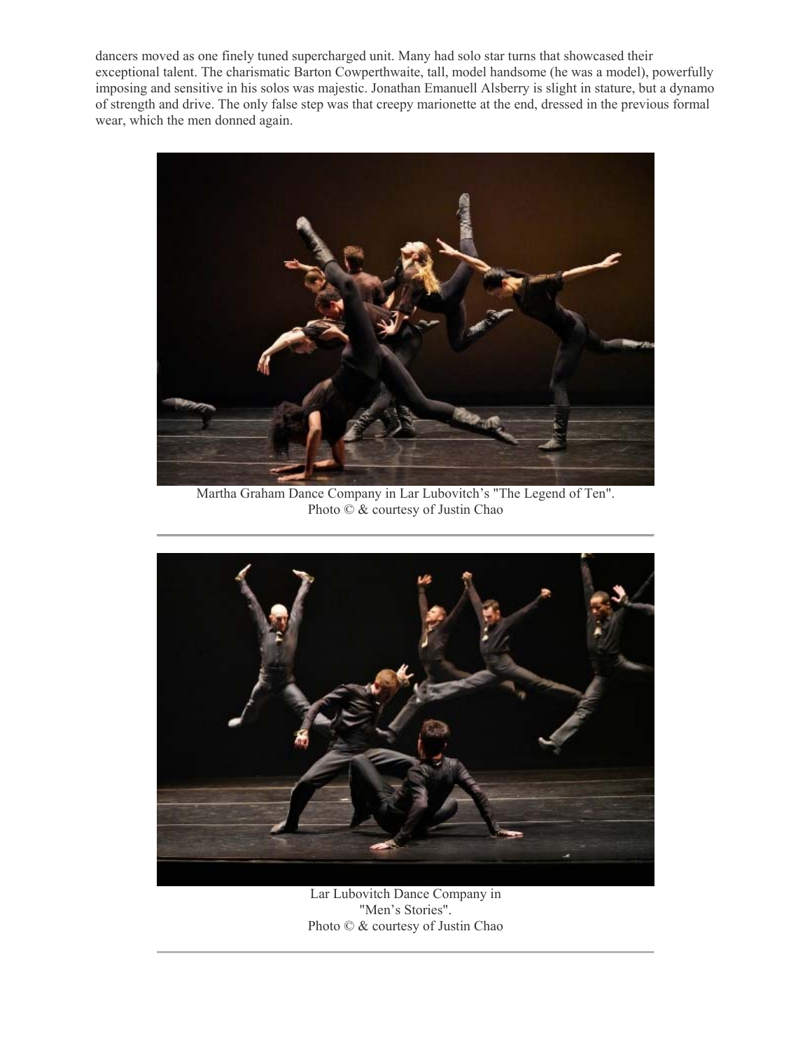dancers moved as one finely tuned supercharged unit. Many had solo star turns that showcased their exceptional talent. The charismatic Barton Cowperthwaite, tall, model handsome (he was a model), powerfully imposing and sensitive in his solos was majestic. Jonathan Emanuell Alsberry is slight in stature, but a dynamo of strength and drive. The only false step was that creepy marionette at the end, dressed in the previous formal wear, which the men donned again.

Martha Graham Dance Company in Lar Lubovitch's "The Legend of Ten".
Photo © & courtesy of Justin Chao

---

Lar Lubovitch Dance Company in "Men's Stories".
Photo © & courtesy of Justin Chao

---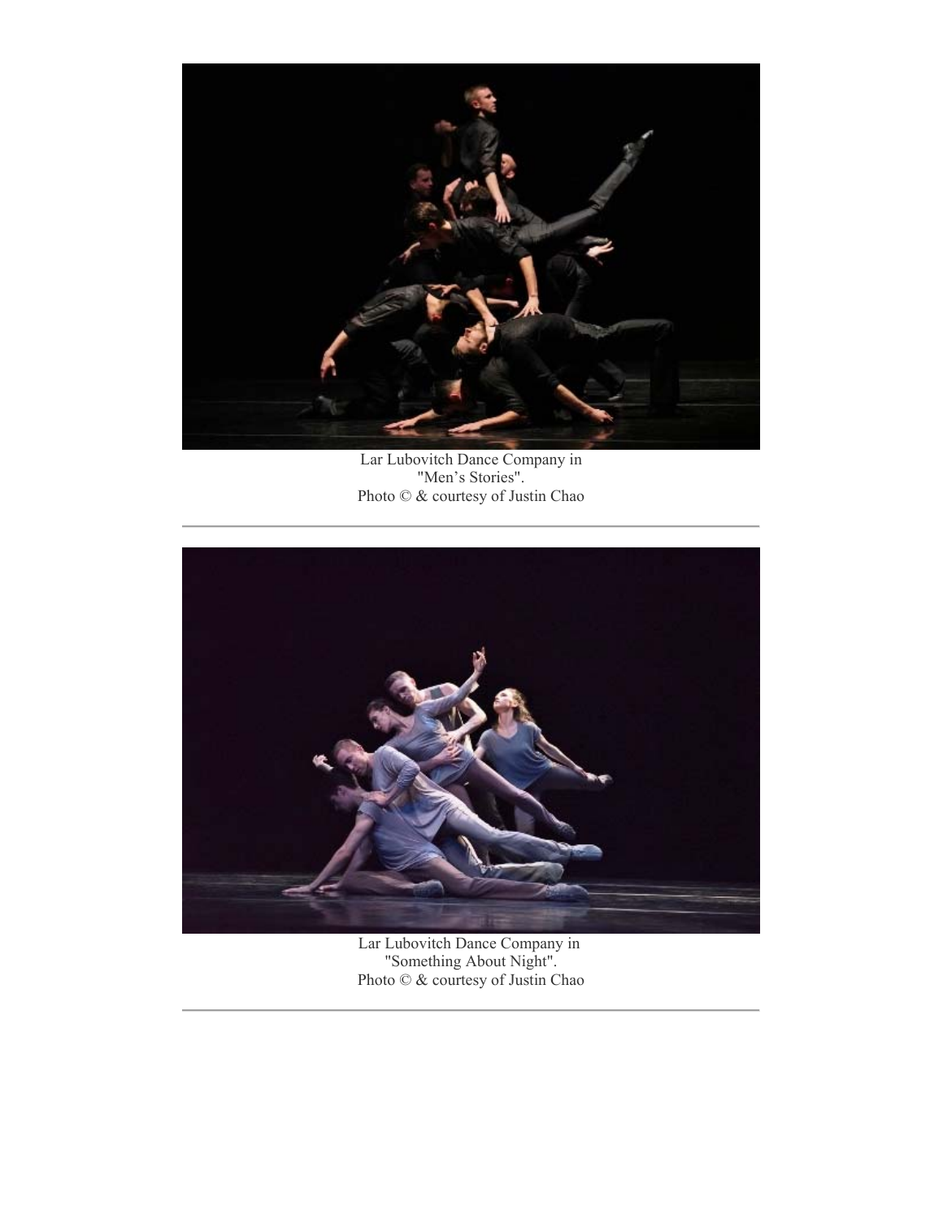Lar Lubovitch Dance Company in
"Men's Stories".
Photo © & courtesy of Justin Chao

---

Lar Lubovitch Dance Company in
"Something About Night".
Photo © & courtesy of Justin Chao

---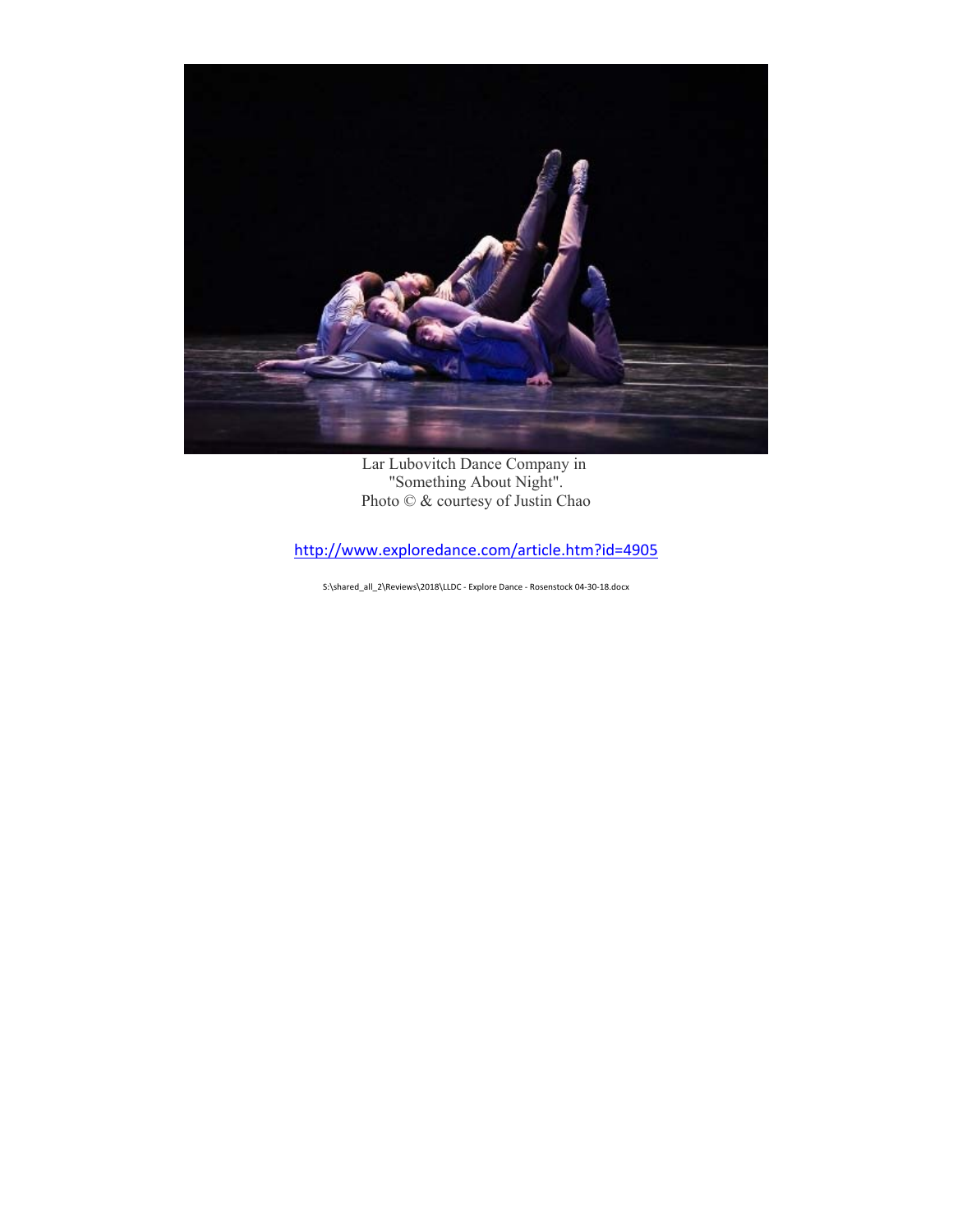Lar Lubovitch Dance Company in
"Something About Night".
Photo © & courtesy of Justin Chao

http://www.exploredance.com/article.htm?id=4905

S:\shared_all_2\Reviews\2018\LLDC - Explore Dance - Rosenstock 04-30-18.docx